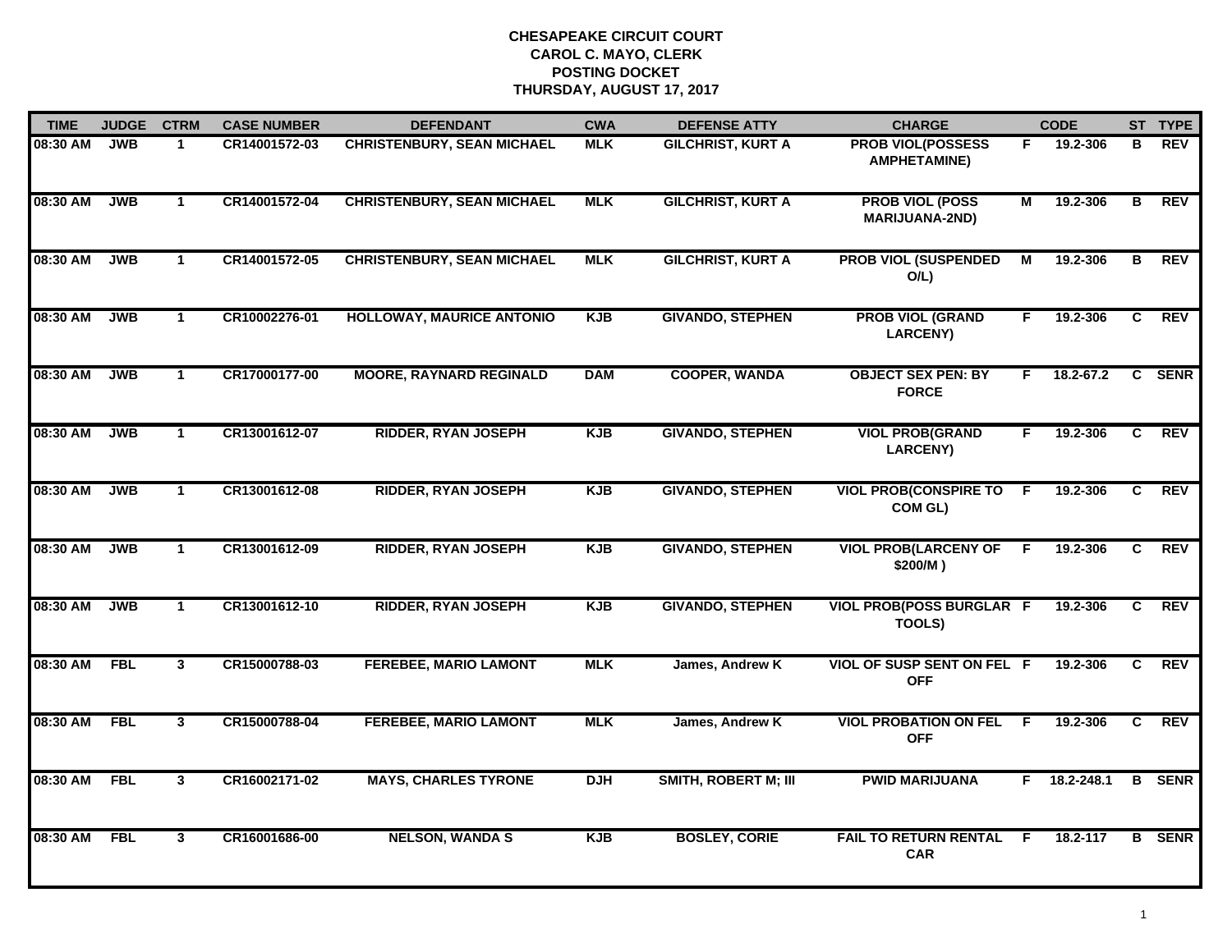**CHESAPEAKE CIRCUIT COURT**
**CAROL C. MAYO, CLERK**
**POSTING DOCKET**
**THURSDAY, AUGUST 17, 2017**

| TIME | JUDGE | CTRM | CASE NUMBER | DEFENDANT | CWA | DEFENSE ATTY | CHARGE | | CODE | ST | TYPE |
|---|---|---|---|---|---|---|---|---|---|---|---|
| 08:30 AM | JWB | 1 | CR14001572-03 | CHRISTENBURY, SEAN MICHAEL | MLK | GILCHRIST, KURT A | PROB VIOL(POSSESS AMPHETAMINE) | F | 19.2-306 | B | REV |
| 08:30 AM | JWB | 1 | CR14001572-04 | CHRISTENBURY, SEAN MICHAEL | MLK | GILCHRIST, KURT A | PROB VIOL (POSS MARIJUANA-2ND) | M | 19.2-306 | B | REV |
| 08:30 AM | JWB | 1 | CR14001572-05 | CHRISTENBURY, SEAN MICHAEL | MLK | GILCHRIST, KURT A | PROB VIOL (SUSPENDED O/L) | M | 19.2-306 | B | REV |
| 08:30 AM | JWB | 1 | CR10002276-01 | HOLLOWAY, MAURICE ANTONIO | KJB | GIVANDO, STEPHEN | PROB VIOL (GRAND LARCENY) | F | 19.2-306 | C | REV |
| 08:30 AM | JWB | 1 | CR17000177-00 | MOORE, RAYNARD REGINALD | DAM | COOPER, WANDA | OBJECT SEX PEN: BY FORCE | F | 18.2-67.2 | C | SENR |
| 08:30 AM | JWB | 1 | CR13001612-07 | RIDDER, RYAN JOSEPH | KJB | GIVANDO, STEPHEN | VIOL PROB(GRAND LARCENY) | F | 19.2-306 | C | REV |
| 08:30 AM | JWB | 1 | CR13001612-08 | RIDDER, RYAN JOSEPH | KJB | GIVANDO, STEPHEN | VIOL PROB(CONSPIRE TO COM GL) | F | 19.2-306 | C | REV |
| 08:30 AM | JWB | 1 | CR13001612-09 | RIDDER, RYAN JOSEPH | KJB | GIVANDO, STEPHEN | VIOL PROB(LARCENY OF $200/M ) | F | 19.2-306 | C | REV |
| 08:30 AM | JWB | 1 | CR13001612-10 | RIDDER, RYAN JOSEPH | KJB | GIVANDO, STEPHEN | VIOL PROB(POSS BURGLAR TOOLS) | F | 19.2-306 | C | REV |
| 08:30 AM | FBL | 3 | CR15000788-03 | FEREBEE, MARIO LAMONT | MLK | James, Andrew K | VIOL OF SUSP SENT ON FEL OFF | F | 19.2-306 | C | REV |
| 08:30 AM | FBL | 3 | CR15000788-04 | FEREBEE, MARIO LAMONT | MLK | James, Andrew K | VIOL PROBATION ON FEL OFF | F | 19.2-306 | C | REV |
| 08:30 AM | FBL | 3 | CR16002171-02 | MAYS, CHARLES TYRONE | DJH | SMITH, ROBERT M; III | PWID MARIJUANA | F | 18.2-248.1 | B | SENR |
| 08:30 AM | FBL | 3 | CR16001686-00 | NELSON, WANDA S | KJB | BOSLEY, CORIE | FAIL TO RETURN RENTAL CAR | F | 18.2-117 | B | SENR |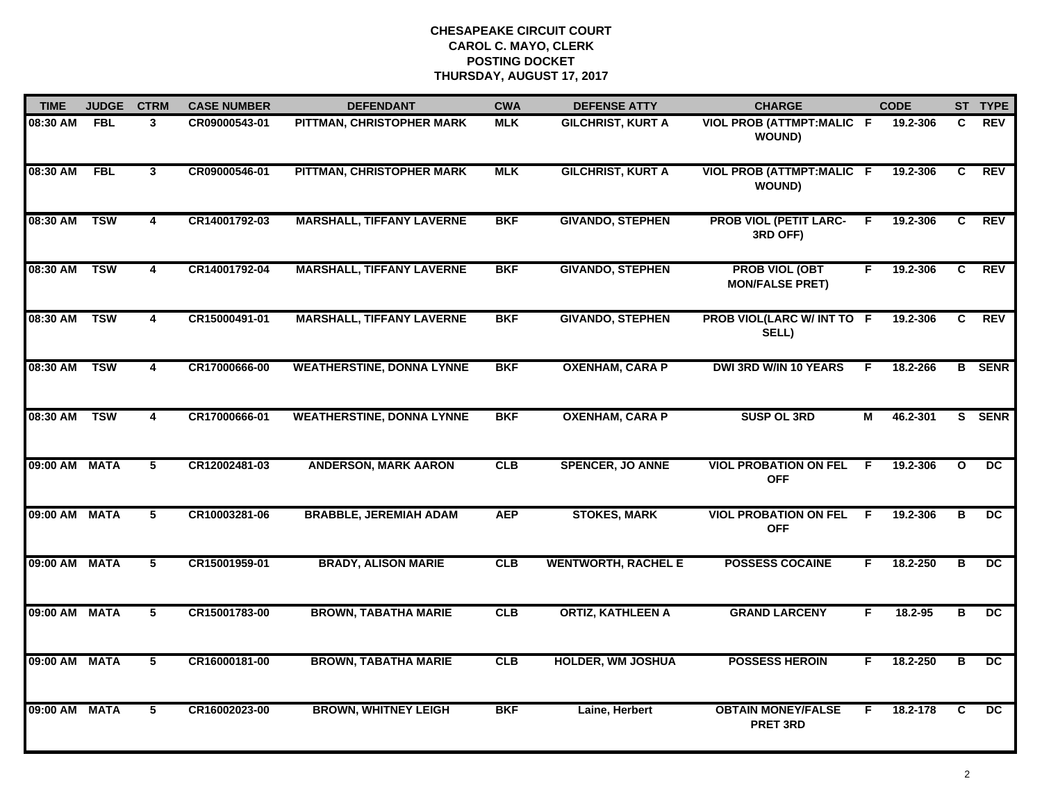# CHESAPEAKE CIRCUIT COURT
## CAROL C. MAYO, CLERK
## POSTING DOCKET
## THURSDAY, AUGUST 17, 2017

| TIME | JUDGE | CTRM | CASE NUMBER | DEFENDANT | CWA | DEFENSE ATTY | CHARGE | | CODE | ST | TYPE |
|---|---|---|---|---|---|---|---|---|---|---|---|
| 08:30 AM | FBL | 3 | CR09000543-01 | PITTMAN, CHRISTOPHER MARK | MLK | GILCHRIST, KURT A | VIOL PROB (ATTMPT:MALIC WOUND) | F | 19.2-306 | C | REV |
| 08:30 AM | FBL | 3 | CR09000546-01 | PITTMAN, CHRISTOPHER MARK | MLK | GILCHRIST, KURT A | VIOL PROB (ATTMPT:MALIC WOUND) | F | 19.2-306 | C | REV |
| 08:30 AM | TSW | 4 | CR14001792-03 | MARSHALL, TIFFANY LAVERNE | BKF | GIVANDO, STEPHEN | PROB VIOL (PETIT LARC-3RD OFF) | F | 19.2-306 | C | REV |
| 08:30 AM | TSW | 4 | CR14001792-04 | MARSHALL, TIFFANY LAVERNE | BKF | GIVANDO, STEPHEN | PROB VIOL (OBT MON/FALSE PRET) | F | 19.2-306 | C | REV |
| 08:30 AM | TSW | 4 | CR15000491-01 | MARSHALL, TIFFANY LAVERNE | BKF | GIVANDO, STEPHEN | PROB VIOL(LARC W/ INT TO SELL) | F | 19.2-306 | C | REV |
| 08:30 AM | TSW | 4 | CR17000666-00 | WEATHERSTINE, DONNA LYNNE | BKF | OXENHAM, CARA P | DWI 3RD W/IN 10 YEARS | F | 18.2-266 | B | SENR |
| 08:30 AM | TSW | 4 | CR17000666-01 | WEATHERSTINE, DONNA LYNNE | BKF | OXENHAM, CARA P | SUSP OL 3RD | M | 46.2-301 | S | SENR |
| 09:00 AM | MATA | 5 | CR12002481-03 | ANDERSON, MARK AARON | CLB | SPENCER, JO ANNE | VIOL PROBATION ON FEL OFF | F | 19.2-306 | O | DC |
| 09:00 AM | MATA | 5 | CR10003281-06 | BRABBLE, JEREMIAH ADAM | AEP | STOKES, MARK | VIOL PROBATION ON FEL OFF | F | 19.2-306 | B | DC |
| 09:00 AM | MATA | 5 | CR15001959-01 | BRADY, ALISON MARIE | CLB | WENTWORTH, RACHEL E | POSSESS COCAINE | F | 18.2-250 | B | DC |
| 09:00 AM | MATA | 5 | CR15001783-00 | BROWN, TABATHA MARIE | CLB | ORTIZ, KATHLEEN A | GRAND LARCENY | F | 18.2-95 | B | DC |
| 09:00 AM | MATA | 5 | CR16000181-00 | BROWN, TABATHA MARIE | CLB | HOLDER, WM JOSHUA | POSSESS HEROIN | F | 18.2-250 | B | DC |
| 09:00 AM | MATA | 5 | CR16002023-00 | BROWN, WHITNEY LEIGH | BKF | Laine, Herbert | OBTAIN MONEY/FALSE PRET 3RD | F | 18.2-178 | C | DC |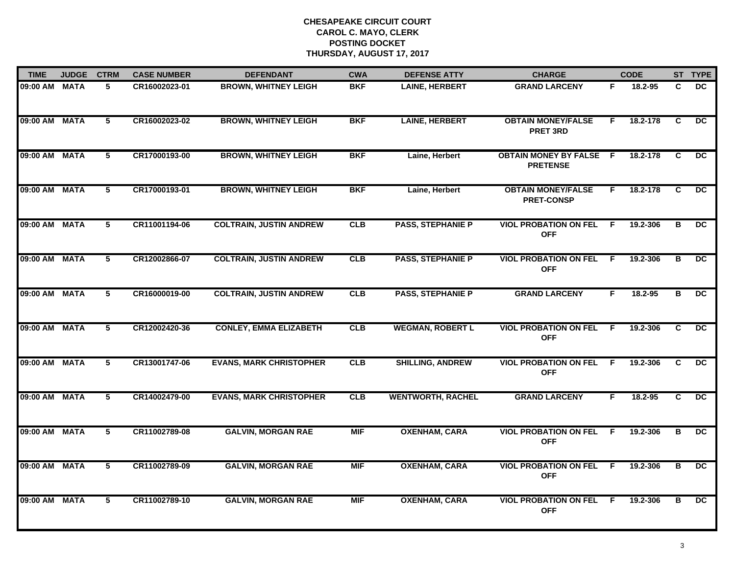# CHESAPEAKE CIRCUIT COURT
## CAROL C. MAYO, CLERK
## POSTING DOCKET
## THURSDAY, AUGUST 17, 2017

| TIME | JUDGE | CTRM | CASE NUMBER | DEFENDANT | CWA | DEFENSE ATTY | CHARGE | | CODE | ST | TYPE |
|---|---|---|---|---|---|---|---|---|---|---|---|
| 09:00 AM | MATA | 5 | CR16002023-01 | BROWN, WHITNEY LEIGH | BKF | LAINE, HERBERT | GRAND LARCENY | F | 18.2-95 | C | DC |
| 09:00 AM | MATA | 5 | CR16002023-02 | BROWN, WHITNEY LEIGH | BKF | LAINE, HERBERT | OBTAIN MONEY/FALSE PRET 3RD | F | 18.2-178 | C | DC |
| 09:00 AM | MATA | 5 | CR17000193-00 | BROWN, WHITNEY LEIGH | BKF | Laine, Herbert | OBTAIN MONEY BY FALSE PRETENSE | F | 18.2-178 | C | DC |
| 09:00 AM | MATA | 5 | CR17000193-01 | BROWN, WHITNEY LEIGH | BKF | Laine, Herbert | OBTAIN MONEY/FALSE PRET-CONSP | F | 18.2-178 | C | DC |
| 09:00 AM | MATA | 5 | CR11001194-06 | COLTRAIN, JUSTIN ANDREW | CLB | PASS, STEPHANIE P | VIOL PROBATION ON FEL OFF | F | 19.2-306 | B | DC |
| 09:00 AM | MATA | 5 | CR12002866-07 | COLTRAIN, JUSTIN ANDREW | CLB | PASS, STEPHANIE P | VIOL PROBATION ON FEL OFF | F | 19.2-306 | B | DC |
| 09:00 AM | MATA | 5 | CR16000019-00 | COLTRAIN, JUSTIN ANDREW | CLB | PASS, STEPHANIE P | GRAND LARCENY | F | 18.2-95 | B | DC |
| 09:00 AM | MATA | 5 | CR12002420-36 | CONLEY, EMMA ELIZABETH | CLB | WEGMAN, ROBERT L | VIOL PROBATION ON FEL OFF | F | 19.2-306 | C | DC |
| 09:00 AM | MATA | 5 | CR13001747-06 | EVANS, MARK CHRISTOPHER | CLB | SHILLING, ANDREW | VIOL PROBATION ON FEL OFF | F | 19.2-306 | C | DC |
| 09:00 AM | MATA | 5 | CR14002479-00 | EVANS, MARK CHRISTOPHER | CLB | WENTWORTH, RACHEL | GRAND LARCENY | F | 18.2-95 | C | DC |
| 09:00 AM | MATA | 5 | CR11002789-08 | GALVIN, MORGAN RAE | MIF | OXENHAM, CARA | VIOL PROBATION ON FEL OFF | F | 19.2-306 | B | DC |
| 09:00 AM | MATA | 5 | CR11002789-09 | GALVIN, MORGAN RAE | MIF | OXENHAM, CARA | VIOL PROBATION ON FEL OFF | F | 19.2-306 | B | DC |
| 09:00 AM | MATA | 5 | CR11002789-10 | GALVIN, MORGAN RAE | MIF | OXENHAM, CARA | VIOL PROBATION ON FEL OFF | F | 19.2-306 | B | DC |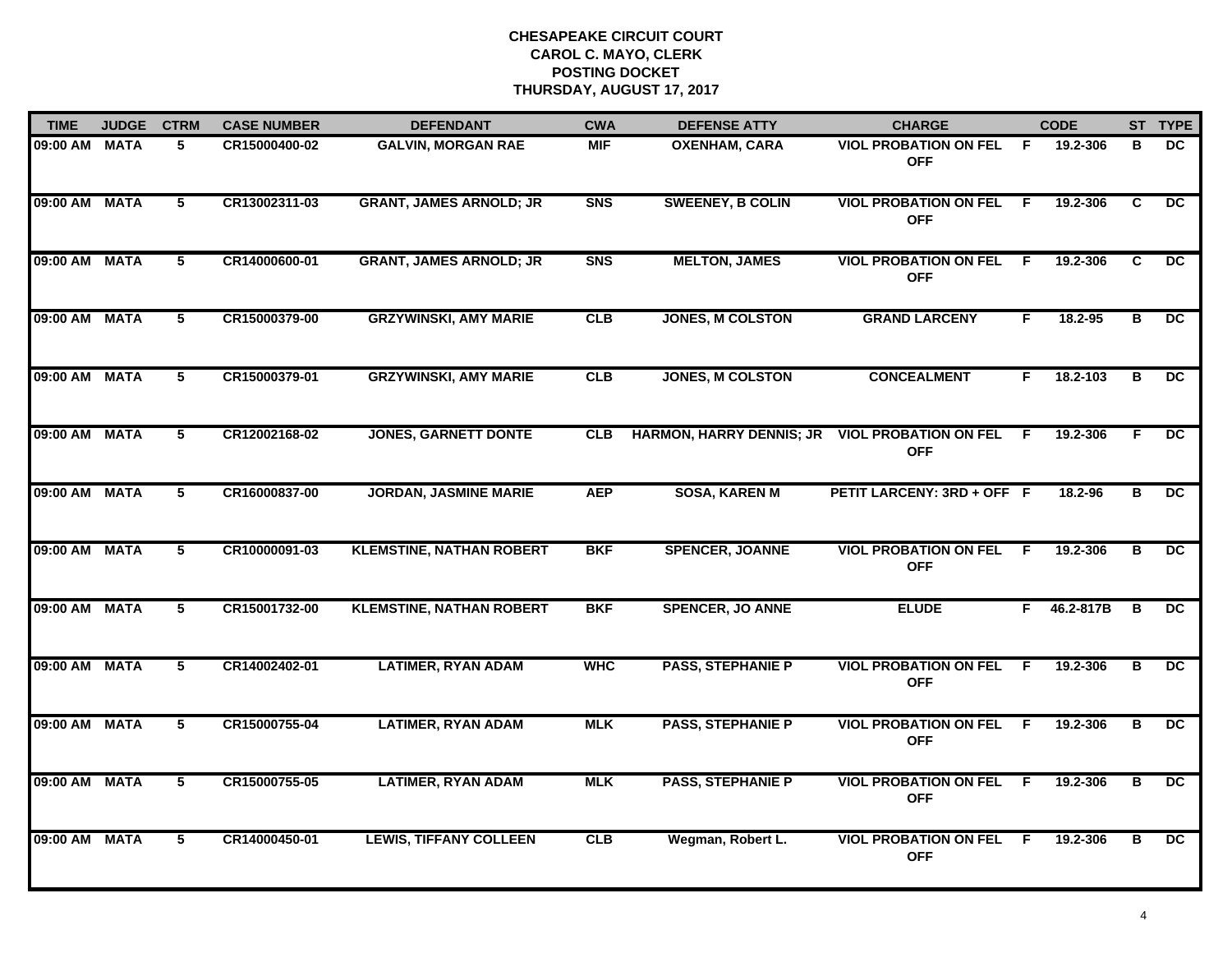# CHESAPEAKE CIRCUIT COURT
## CAROL C. MAYO, CLERK
## POSTING DOCKET
## THURSDAY, AUGUST 17, 2017

| TIME | JUDGE | CTRM | CASE NUMBER | DEFENDANT | CWA | DEFENSE ATTY | CHARGE | | CODE | ST | TYPE |
|---|---|---|---|---|---|---|---|---|---|---|---|
| 09:00 AM | MATA | 5 | CR15000400-02 | GALVIN, MORGAN RAE | MIF | OXENHAM, CARA | VIOL PROBATION ON FEL OFF | F | 19.2-306 | B | DC |
| 09:00 AM | MATA | 5 | CR13002311-03 | GRANT, JAMES ARNOLD; JR | SNS | SWEENEY, B COLIN | VIOL PROBATION ON FEL OFF | F | 19.2-306 | C | DC |
| 09:00 AM | MATA | 5 | CR14000600-01 | GRANT, JAMES ARNOLD; JR | SNS | MELTON, JAMES | VIOL PROBATION ON FEL OFF | F | 19.2-306 | C | DC |
| 09:00 AM | MATA | 5 | CR15000379-00 | GRZYWINSKI, AMY MARIE | CLB | JONES, M COLSTON | GRAND LARCENY | F | 18.2-95 | B | DC |
| 09:00 AM | MATA | 5 | CR15000379-01 | GRZYWINSKI, AMY MARIE | CLB | JONES, M COLSTON | CONCEALMENT | F | 18.2-103 | B | DC |
| 09:00 AM | MATA | 5 | CR12002168-02 | JONES, GARNETT DONTE | CLB | HARMON, HARRY DENNIS; JR | VIOL PROBATION ON FEL OFF | F | 19.2-306 | F | DC |
| 09:00 AM | MATA | 5 | CR16000837-00 | JORDAN, JASMINE MARIE | AEP | SOSA, KAREN M | PETIT LARCENY: 3RD + OFF | F | 18.2-96 | B | DC |
| 09:00 AM | MATA | 5 | CR10000091-03 | KLEMSTINE, NATHAN ROBERT | BKF | SPENCER, JOANNE | VIOL PROBATION ON FEL OFF | F | 19.2-306 | B | DC |
| 09:00 AM | MATA | 5 | CR15001732-00 | KLEMSTINE, NATHAN ROBERT | BKF | SPENCER, JO ANNE | ELUDE | F | 46.2-817B | B | DC |
| 09:00 AM | MATA | 5 | CR14002402-01 | LATIMER, RYAN ADAM | WHC | PASS, STEPHANIE P | VIOL PROBATION ON FEL OFF | F | 19.2-306 | B | DC |
| 09:00 AM | MATA | 5 | CR15000755-04 | LATIMER, RYAN ADAM | MLK | PASS, STEPHANIE P | VIOL PROBATION ON FEL OFF | F | 19.2-306 | B | DC |
| 09:00 AM | MATA | 5 | CR15000755-05 | LATIMER, RYAN ADAM | MLK | PASS, STEPHANIE P | VIOL PROBATION ON FEL OFF | F | 19.2-306 | B | DC |
| 09:00 AM | MATA | 5 | CR14000450-01 | LEWIS, TIFFANY COLLEEN | CLB | Wegman, Robert L. | VIOL PROBATION ON FEL OFF | F | 19.2-306 | B | DC |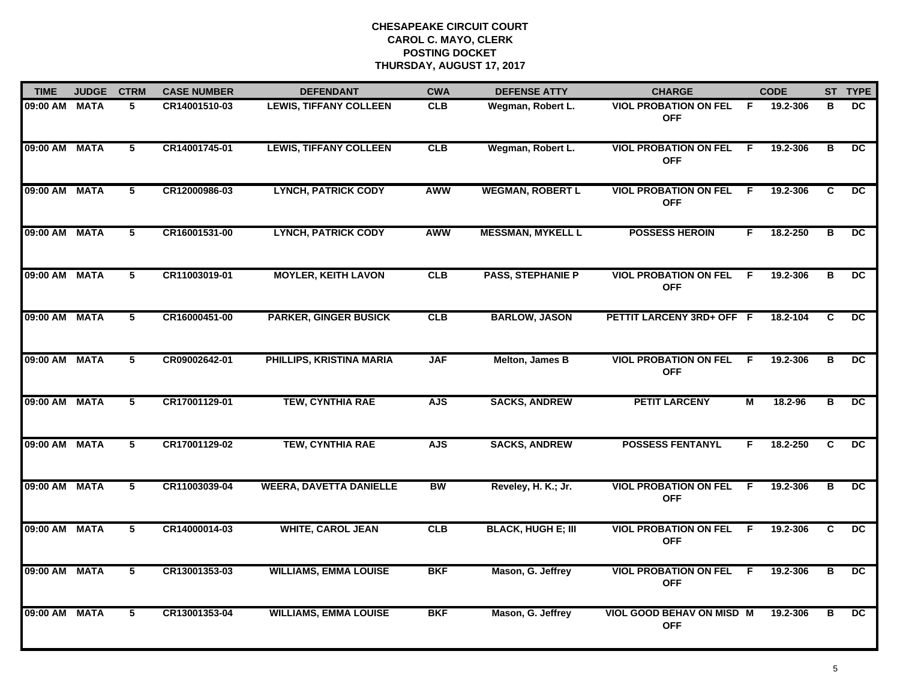# CHESAPEAKE CIRCUIT COURT
## CAROL C. MAYO, CLERK
## POSTING DOCKET
## THURSDAY, AUGUST 17, 2017

| TIME | JUDGE | CTRM | CASE NUMBER | DEFENDANT | CWA | DEFENSE ATTY | CHARGE | | CODE | ST | TYPE |
|---|---|---|---|---|---|---|---|---|---|---|---|
| 09:00 AM | MATA | 5 | CR14001510-03 | LEWIS, TIFFANY COLLEEN | CLB | Wegman, Robert L. | VIOL PROBATION ON FEL OFF | F | 19.2-306 | B | DC |
| 09:00 AM | MATA | 5 | CR14001745-01 | LEWIS, TIFFANY COLLEEN | CLB | Wegman, Robert L. | VIOL PROBATION ON FEL OFF | F | 19.2-306 | B | DC |
| 09:00 AM | MATA | 5 | CR12000986-03 | LYNCH, PATRICK CODY | AWW | WEGMAN, ROBERT L | VIOL PROBATION ON FEL OFF | F | 19.2-306 | C | DC |
| 09:00 AM | MATA | 5 | CR16001531-00 | LYNCH, PATRICK CODY | AWW | MESSMAN, MYKELL L | POSSESS HEROIN | F | 18.2-250 | B | DC |
| 09:00 AM | MATA | 5 | CR11003019-01 | MOYLER, KEITH LAVON | CLB | PASS, STEPHANIE P | VIOL PROBATION ON FEL OFF | F | 19.2-306 | B | DC |
| 09:00 AM | MATA | 5 | CR16000451-00 | PARKER, GINGER BUSICK | CLB | BARLOW, JASON | PETTIT LARCENY 3RD+ OFF | F | 18.2-104 | C | DC |
| 09:00 AM | MATA | 5 | CR09002642-01 | PHILLIPS, KRISTINA MARIA | JAF | Melton, James B | VIOL PROBATION ON FEL OFF | F | 19.2-306 | B | DC |
| 09:00 AM | MATA | 5 | CR17001129-01 | TEW, CYNTHIA RAE | AJS | SACKS, ANDREW | PETIT LARCENY | M | 18.2-96 | B | DC |
| 09:00 AM | MATA | 5 | CR17001129-02 | TEW, CYNTHIA RAE | AJS | SACKS, ANDREW | POSSESS FENTANYL | F | 18.2-250 | C | DC |
| 09:00 AM | MATA | 5 | CR11003039-04 | WEERA, DAVETTA DANIELLE | BW | Reveley, H. K.; Jr. | VIOL PROBATION ON FEL OFF | F | 19.2-306 | B | DC |
| 09:00 AM | MATA | 5 | CR14000014-03 | WHITE, CAROL JEAN | CLB | BLACK, HUGH E; III | VIOL PROBATION ON FEL OFF | F | 19.2-306 | C | DC |
| 09:00 AM | MATA | 5 | CR13001353-03 | WILLIAMS, EMMA LOUISE | BKF | Mason, G. Jeffrey | VIOL PROBATION ON FEL OFF | F | 19.2-306 | B | DC |
| 09:00 AM | MATA | 5 | CR13001353-04 | WILLIAMS, EMMA LOUISE | BKF | Mason, G. Jeffrey | VIOL GOOD BEHAV ON MISD OFF | M | 19.2-306 | B | DC |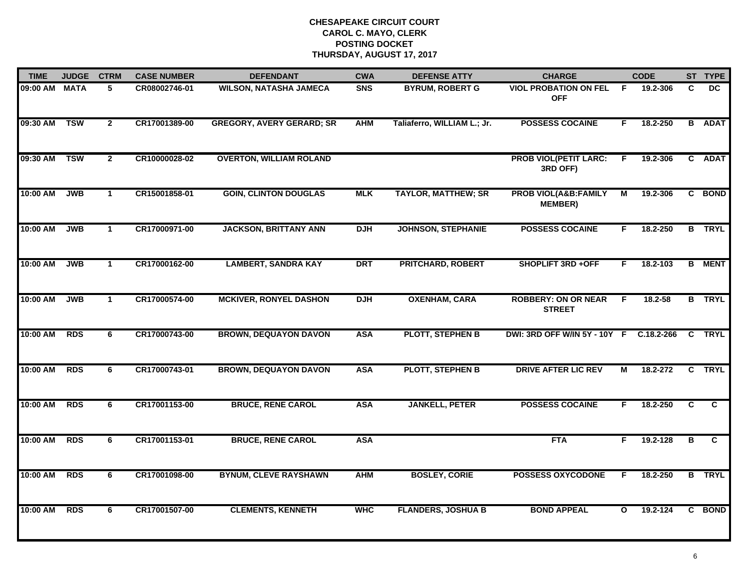**CHESAPEAKE CIRCUIT COURT**
**CAROL C. MAYO, CLERK**
**POSTING DOCKET**
**THURSDAY, AUGUST 17, 2017**

| TIME | JUDGE | CTRM | CASE NUMBER | DEFENDANT | CWA | DEFENSE ATTY | CHARGE | | CODE | ST | TYPE |
|---|---|---|---|---|---|---|---|---|---|---|---|
| 09:00 AM | MATA | 5 | CR08002746-01 | WILSON, NATASHA JAMECA | SNS | BYRUM, ROBERT G | VIOL PROBATION ON FEL OFF | F | 19.2-306 | C | DC |
| 09:30 AM | TSW | 2 | CR17001389-00 | GREGORY, AVERY GERARD; SR | AHM | Taliaferro, WILLIAM L.; Jr. | POSSESS COCAINE | F | 18.2-250 | B | ADAT |
| 09:30 AM | TSW | 2 | CR10000028-02 | OVERTON, WILLIAM ROLAND | | | PROB VIOL(PETIT LARC: 3RD OFF) | F | 19.2-306 | C | ADAT |
| 10:00 AM | JWB | 1 | CR15001858-01 | GOIN, CLINTON DOUGLAS | MLK | TAYLOR, MATTHEW; SR | PROB VIOL(A&B:FAMILY MEMBER) | M | 19.2-306 | C | BOND |
| 10:00 AM | JWB | 1 | CR17000971-00 | JACKSON, BRITTANY ANN | DJH | JOHNSON, STEPHANIE | POSSESS COCAINE | F | 18.2-250 | B | TRYL |
| 10:00 AM | JWB | 1 | CR17000162-00 | LAMBERT, SANDRA KAY | DRT | PRITCHARD, ROBERT | SHOPLIFT 3RD +OFF | F | 18.2-103 | B | MENT |
| 10:00 AM | JWB | 1 | CR17000574-00 | MCKIVER, RONYEL DASHON | DJH | OXENHAM, CARA | ROBBERY: ON OR NEAR STREET | F | 18.2-58 | B | TRYL |
| 10:00 AM | RDS | 6 | CR17000743-00 | BROWN, DEQUAYON DAVON | ASA | PLOTT, STEPHEN B | DWI: 3RD OFF W/IN 5Y - 10Y | F | C.18.2-266 | C | TRYL |
| 10:00 AM | RDS | 6 | CR17000743-01 | BROWN, DEQUAYON DAVON | ASA | PLOTT, STEPHEN B | DRIVE AFTER LIC REV | M | 18.2-272 | C | TRYL |
| 10:00 AM | RDS | 6 | CR17001153-00 | BRUCE, RENE CAROL | ASA | JANKELL, PETER | POSSESS COCAINE | F | 18.2-250 | C | C |
| 10:00 AM | RDS | 6 | CR17001153-01 | BRUCE, RENE CAROL | ASA | | FTA | F | 19.2-128 | B | C |
| 10:00 AM | RDS | 6 | CR17001098-00 | BYNUM, CLEVE RAYSHAWN | AHM | BOSLEY, CORIE | POSSESS OXYCODONE | F | 18.2-250 | B | TRYL |
| 10:00 AM | RDS | 6 | CR17001507-00 | CLEMENTS, KENNETH | WHC | FLANDERS, JOSHUA B | BOND APPEAL | O | 19.2-124 | C | BOND |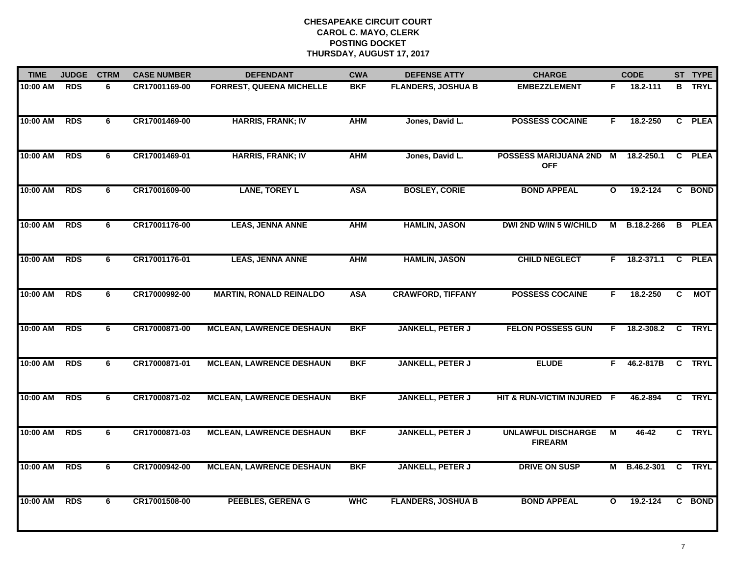# CHESAPEAKE CIRCUIT COURT
## CAROL C. MAYO, CLERK
## POSTING DOCKET
## THURSDAY, AUGUST 17, 2017

| TIME | JUDGE | CTRM | CASE NUMBER | DEFENDANT | CWA | DEFENSE ATTY | CHARGE | | CODE | ST | TYPE |
|---|---|---|---|---|---|---|---|---|---|---|---|
| 10:00 AM | RDS | 6 | CR17001169-00 | FORREST, QUEENA MICHELLE | BKF | FLANDERS, JOSHUA B | EMBEZZLEMENT | F | 18.2-111 | B | TRYL |
| 10:00 AM | RDS | 6 | CR17001469-00 | HARRIS, FRANK; IV | AHM | Jones, David L. | POSSESS COCAINE | F | 18.2-250 | C | PLEA |
| 10:00 AM | RDS | 6 | CR17001469-01 | HARRIS, FRANK; IV | AHM | Jones, David L. | POSSESS MARIJUANA 2ND OFF | M | 18.2-250.1 | C | PLEA |
| 10:00 AM | RDS | 6 | CR17001609-00 | LANE, TOREY L | ASA | BOSLEY, CORIE | BOND APPEAL | O | 19.2-124 | C | BOND |
| 10:00 AM | RDS | 6 | CR17001176-00 | LEAS, JENNA ANNE | AHM | HAMLIN, JASON | DWI 2ND W/IN 5 W/CHILD | M | B.18.2-266 | B | PLEA |
| 10:00 AM | RDS | 6 | CR17001176-01 | LEAS, JENNA ANNE | AHM | HAMLIN, JASON | CHILD NEGLECT | F | 18.2-371.1 | C | PLEA |
| 10:00 AM | RDS | 6 | CR17000992-00 | MARTIN, RONALD REINALDO | ASA | CRAWFORD, TIFFANY | POSSESS COCAINE | F | 18.2-250 | C | MOT |
| 10:00 AM | RDS | 6 | CR17000871-00 | MCLEAN, LAWRENCE DESHAUN | BKF | JANKELL, PETER J | FELON POSSESS GUN | F | 18.2-308.2 | C | TRYL |
| 10:00 AM | RDS | 6 | CR17000871-01 | MCLEAN, LAWRENCE DESHAUN | BKF | JANKELL, PETER J | ELUDE | F | 46.2-817B | C | TRYL |
| 10:00 AM | RDS | 6 | CR17000871-02 | MCLEAN, LAWRENCE DESHAUN | BKF | JANKELL, PETER J | HIT & RUN-VICTIM INJURED | F | 46.2-894 | C | TRYL |
| 10:00 AM | RDS | 6 | CR17000871-03 | MCLEAN, LAWRENCE DESHAUN | BKF | JANKELL, PETER J | UNLAWFUL DISCHARGE FIREARM | M | 46-42 | C | TRYL |
| 10:00 AM | RDS | 6 | CR17000942-00 | MCLEAN, LAWRENCE DESHAUN | BKF | JANKELL, PETER J | DRIVE ON SUSP | M | B.46.2-301 | C | TRYL |
| 10:00 AM | RDS | 6 | CR17001508-00 | PEEBLES, GERENA G | WHC | FLANDERS, JOSHUA B | BOND APPEAL | O | 19.2-124 | C | BOND |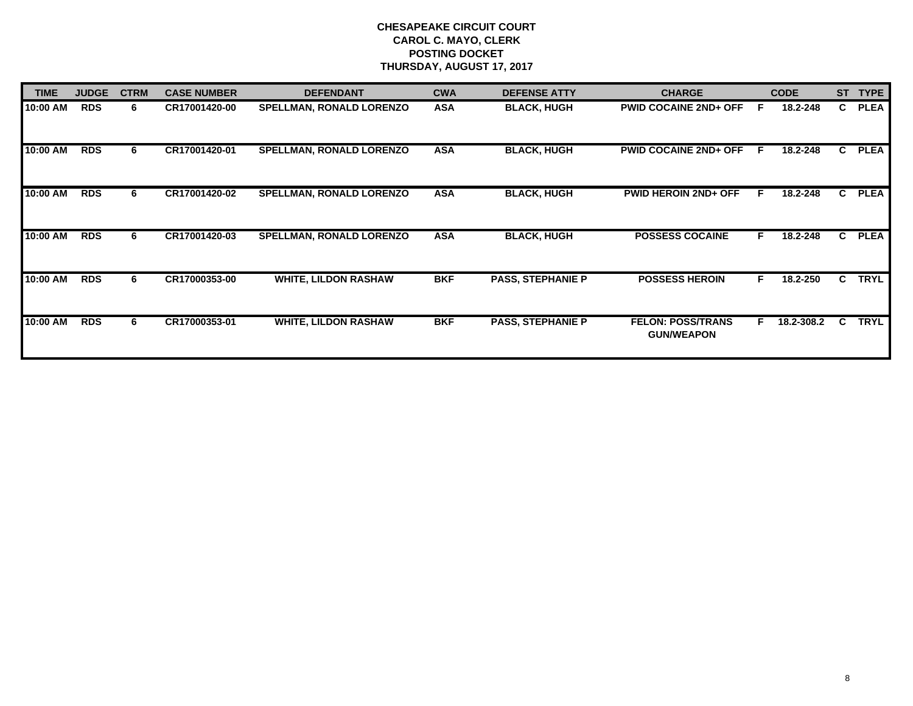**CHESAPEAKE CIRCUIT COURT**
**CAROL C. MAYO, CLERK**
**POSTING DOCKET**
**THURSDAY, AUGUST 17, 2017**

| TIME | JUDGE | CTRM | CASE NUMBER | DEFENDANT | CWA | DEFENSE ATTY | CHARGE | | CODE | ST | TYPE |
|---|---|---|---|---|---|---|---|---|---|---|---|
| 10:00 AM | RDS | 6 | CR17001420-00 | SPELLMAN, RONALD LORENZO | ASA | BLACK, HUGH | PWID COCAINE 2ND+ OFF | F | 18.2-248 | C | PLEA |
| 10:00 AM | RDS | 6 | CR17001420-01 | SPELLMAN, RONALD LORENZO | ASA | BLACK, HUGH | PWID COCAINE 2ND+ OFF | F | 18.2-248 | C | PLEA |
| 10:00 AM | RDS | 6 | CR17001420-02 | SPELLMAN, RONALD LORENZO | ASA | BLACK, HUGH | PWID HEROIN 2ND+ OFF | F | 18.2-248 | C | PLEA |
| 10:00 AM | RDS | 6 | CR17001420-03 | SPELLMAN, RONALD LORENZO | ASA | BLACK, HUGH | POSSESS COCAINE | F | 18.2-248 | C | PLEA |
| 10:00 AM | RDS | 6 | CR17000353-00 | WHITE, LILDON RASHAW | BKF | PASS, STEPHANIE P | POSSESS HEROIN | F | 18.2-250 | C | TRYL |
| 10:00 AM | RDS | 6 | CR17000353-01 | WHITE, LILDON RASHAW | BKF | PASS, STEPHANIE P | FELON: POSS/TRANS GUN/WEAPON | F | 18.2-308.2 | C | TRYL |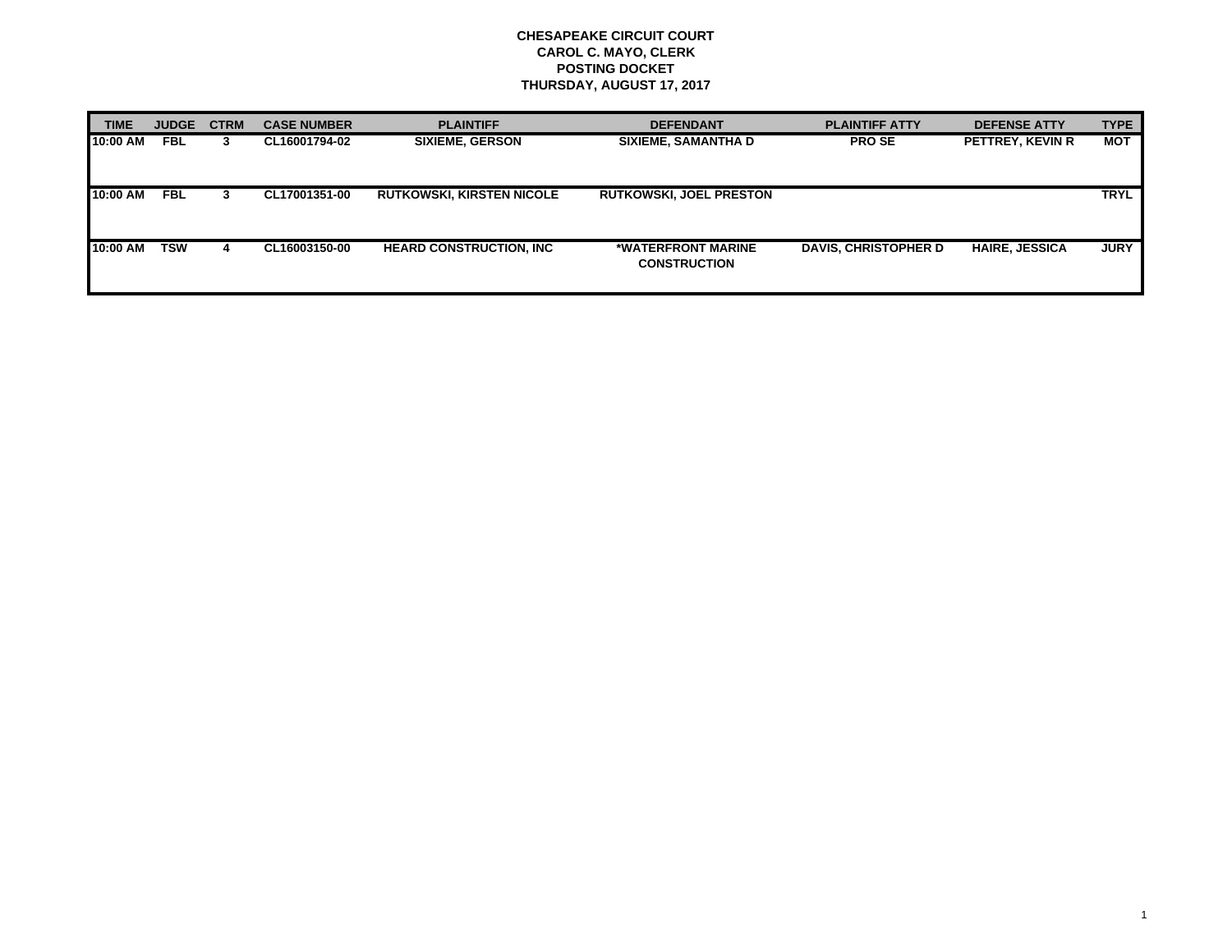**CHESAPEAKE CIRCUIT COURT**
**CAROL C. MAYO, CLERK**
**POSTING DOCKET**
**THURSDAY, AUGUST 17, 2017**

| TIME | JUDGE | CTRM | CASE NUMBER | PLAINTIFF | DEFENDANT | PLAINTIFF ATTY | DEFENSE ATTY | TYPE |
|---|---|---|---|---|---|---|---|---|
| 10:00 AM | FBL | 3 | CL16001794-02 | SIXIEME, GERSON | SIXIEME, SAMANTHA D | PRO SE | PETTREY, KEVIN R | MOT |
| 10:00 AM | FBL | 3 | CL17001351-00 | RUTKOWSKI, KIRSTEN NICOLE | RUTKOWSKI, JOEL PRESTON | | | TRYL |
| 10:00 AM | TSW | 4 | CL16003150-00 | HEARD CONSTRUCTION, INC | *WATERFRONT MARINE CONSTRUCTION | DAVIS, CHRISTOPHER D | HAIRE, JESSICA | JURY |